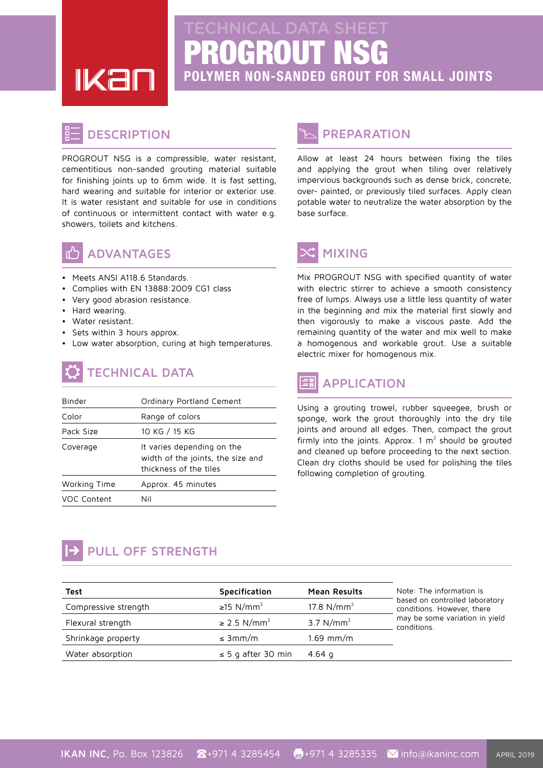IKAN

TECHNICAL DATA SHEET

# PROGROUT NSG

## POLYMER NON-SANDED GROUT FOR SMALL JOINTS

## DESCRIPTION

PROGROUT NSG is a compressible, water resistant, cementitious non-sanded grouting material suitable for finishing joints up to 6mm wide. It is fast setting, hard wearing and suitable for interior or exterior use. It is water resistant and suitable for use in conditions of continuous or intermittent contact with water e.g. showers, toilets and kitchens.

## ADVANTAGES

- Meets ANSI A118.6 Standards.
- Complies with EN 13888:2009 CG1 class
- Very good abrasion resistance.
- Hard wearing.
- Water resistant.
- Sets within 3 hours approx.
- Low water absorption, curing at high temperatures.

## TECHNICAL DATA

| | |
|---|---|
| Binder | Ordinary Portland Cement |
| Color | Range of colors |
| Pack Size | 10 KG / 15 KG |
| Coverage | It varies depending on the width of the joints, the size and thickness of the tiles |
| Working Time | Approx. 45 minutes |
| VOC Content | Nil |

## PREPARATION

Allow at least 24 hours between fixing the tiles and applying the grout when tiling over relatively impervious backgrounds such as dense brick, concrete, over- painted, or previously tiled surfaces. Apply clean potable water to neutralize the water absorption by the base surface.

## MIXING

Mix PROGROUT NSG with specified quantity of water with electric stirrer to achieve a smooth consistency free of lumps. Always use a little less quantity of water in the beginning and mix the material first slowly and then vigorously to make a viscous paste. Add the remaining quantity of the water and mix well to make a homogenous and workable grout. Use a suitable electric mixer for homogenous mix.

## APPLICATION

Using a grouting trowel, rubber squeegee, brush or sponge, work the grout thoroughly into the dry tile joints and around all edges. Then, compact the grout firmly into the joints. Approx. 1 $m^2$ should be grouted and cleaned up before proceeding to the next section. Clean dry cloths should be used for polishing the tiles following completion of grouting.

## PULL OFF STRENGTH

| Test | Specification | Mean Results |
|---|---|---|
| Compressive strength | ≥15 $N/mm^2$ | 17.8 $N/mm^2$ |
| Flexural strength | ≥ 2.5 $N/mm^2$ | 3.7 $N/mm^2$ |
| Shrinkage property | ≤ 3mm/m | 1.69 mm/m |
| Water absorption | ≤ 5 g after 30 min | 4.64 g |

Note: The information is based on controlled laboratory conditions. However, there may be some variation in yield conditions.

**IKAN INC,** Po. Box 123826 ☎+971 4 3285454 +971 4 3285335 ✉ info@ikaninc.com APRIL 2019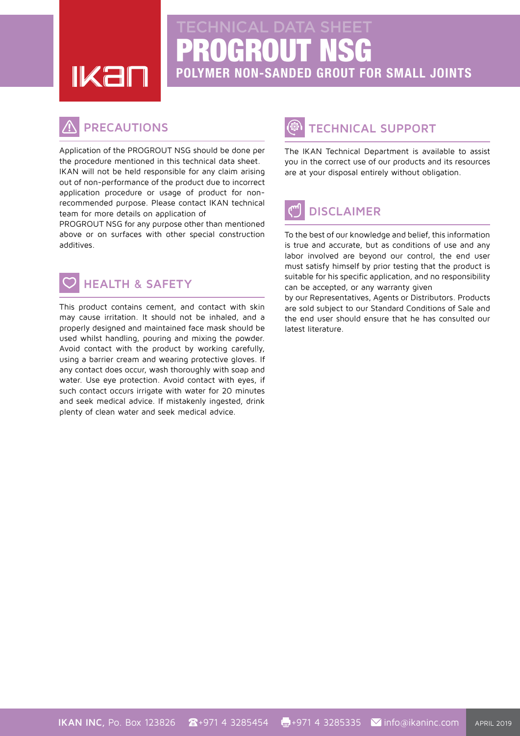# TECHNICAL DATA SHEET

# PROGROUT NSG

## POLYMER NON-SANDED GROUT FOR SMALL JOINTS

## PRECAUTIONS

Application of the PROGROUT NSG should be done per the procedure mentioned in this technical data sheet.
IKAN will not be held responsible for any claim arising out of non-performance of the product due to incorrect application procedure or usage of product for non-recommended purpose. Please contact IKAN technical team for more details on application of
PROGROUT NSG for any purpose other than mentioned above or on surfaces with other special construction additives.

## HEALTH & SAFETY

This product contains cement, and contact with skin may cause irritation. It should not be inhaled, and a properly designed and maintained face mask should be used whilst handling, pouring and mixing the powder. Avoid contact with the product by working carefully, using a barrier cream and wearing protective gloves. If any contact does occur, wash thoroughly with soap and water. Use eye protection. Avoid contact with eyes, if such contact occurs irrigate with water for 20 minutes and seek medical advice. If mistakenly ingested, drink plenty of clean water and seek medical advice.

## TECHNICAL SUPPORT

The IKAN Technical Department is available to assist you in the correct use of our products and its resources are at your disposal entirely without obligation.

## DISCLAIMER

To the best of our knowledge and belief, this information is true and accurate, but as conditions of use and any labor involved are beyond our control, the end user must satisfy himself by prior testing that the product is suitable for his specific application, and no responsibility can be accepted, or any warranty given
by our Representatives, Agents or Distributors. Products are sold subject to our Standard Conditions of Sale and the end user should ensure that he has consulted our latest literature.

**IKAN INC,** Po. Box 123826 ☎+971 4 3285454 +971 4 3285335 info@ikaninc.com APRIL 2019